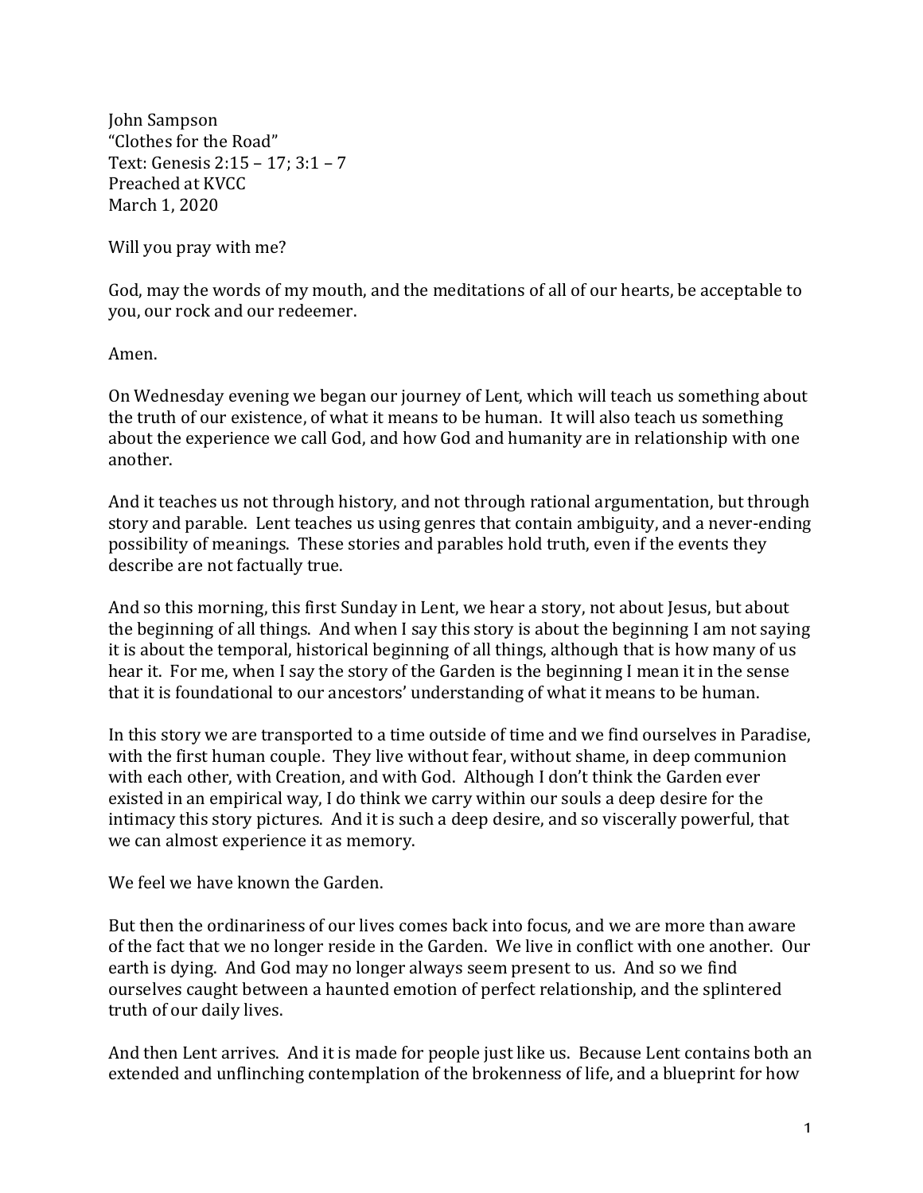John Sampson
"Clothes for the Road"
Text: Genesis 2:15 – 17; 3:1 – 7
Preached at KVCC
March 1, 2020

Will you pray with me?

God, may the words of my mouth, and the meditations of all of our hearts, be acceptable to you, our rock and our redeemer.

Amen.

On Wednesday evening we began our journey of Lent, which will teach us something about the truth of our existence, of what it means to be human. It will also teach us something about the experience we call God, and how God and humanity are in relationship with one another.

And it teaches us not through history, and not through rational argumentation, but through story and parable. Lent teaches us using genres that contain ambiguity, and a never-ending possibility of meanings. These stories and parables hold truth, even if the events they describe are not factually true.

And so this morning, this first Sunday in Lent, we hear a story, not about Jesus, but about the beginning of all things. And when I say this story is about the beginning I am not saying it is about the temporal, historical beginning of all things, although that is how many of us hear it. For me, when I say the story of the Garden is the beginning I mean it in the sense that it is foundational to our ancestors' understanding of what it means to be human.

In this story we are transported to a time outside of time and we find ourselves in Paradise, with the first human couple. They live without fear, without shame, in deep communion with each other, with Creation, and with God. Although I don't think the Garden ever existed in an empirical way, I do think we carry within our souls a deep desire for the intimacy this story pictures. And it is such a deep desire, and so viscerally powerful, that we can almost experience it as memory.

We feel we have known the Garden.

But then the ordinariness of our lives comes back into focus, and we are more than aware of the fact that we no longer reside in the Garden. We live in conflict with one another. Our earth is dying. And God may no longer always seem present to us. And so we find ourselves caught between a haunted emotion of perfect relationship, and the splintered truth of our daily lives.

And then Lent arrives. And it is made for people just like us. Because Lent contains both an extended and unflinching contemplation of the brokenness of life, and a blueprint for how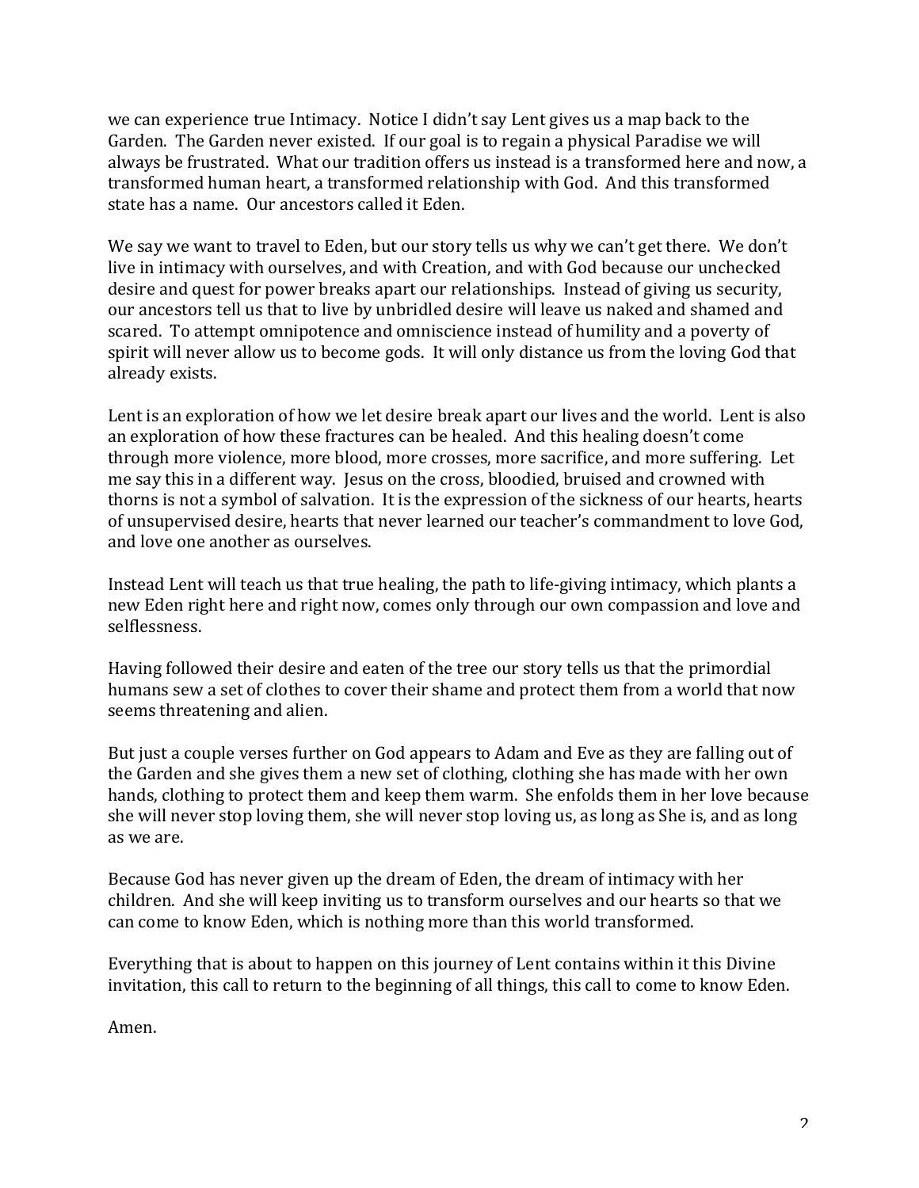we can experience true Intimacy. Notice I didn't say Lent gives us a map back to the Garden. The Garden never existed. If our goal is to regain a physical Paradise we will always be frustrated. What our tradition offers us instead is a transformed here and now, a transformed human heart, a transformed relationship with God. And this transformed state has a name. Our ancestors called it Eden.

We say we want to travel to Eden, but our story tells us why we can't get there. We don't live in intimacy with ourselves, and with Creation, and with God because our unchecked desire and quest for power breaks apart our relationships. Instead of giving us security, our ancestors tell us that to live by unbridled desire will leave us naked and shamed and scared. To attempt omnipotence and omniscience instead of humility and a poverty of spirit will never allow us to become gods. It will only distance us from the loving God that already exists.

Lent is an exploration of how we let desire break apart our lives and the world. Lent is also an exploration of how these fractures can be healed. And this healing doesn't come through more violence, more blood, more crosses, more sacrifice, and more suffering. Let me say this in a different way. Jesus on the cross, bloodied, bruised and crowned with thorns is not a symbol of salvation. It is the expression of the sickness of our hearts, hearts of unsupervised desire, hearts that never learned our teacher's commandment to love God, and love one another as ourselves.

Instead Lent will teach us that true healing, the path to life-giving intimacy, which plants a new Eden right here and right now, comes only through our own compassion and love and selflessness.

Having followed their desire and eaten of the tree our story tells us that the primordial humans sew a set of clothes to cover their shame and protect them from a world that now seems threatening and alien.

But just a couple verses further on God appears to Adam and Eve as they are falling out of the Garden and she gives them a new set of clothing, clothing she has made with her own hands, clothing to protect them and keep them warm. She enfolds them in her love because she will never stop loving them, she will never stop loving us, as long as She is, and as long as we are.

Because God has never given up the dream of Eden, the dream of intimacy with her children. And she will keep inviting us to transform ourselves and our hearts so that we can come to know Eden, which is nothing more than this world transformed.

Everything that is about to happen on this journey of Lent contains within it this Divine invitation, this call to return to the beginning of all things, this call to come to know Eden.

Amen.